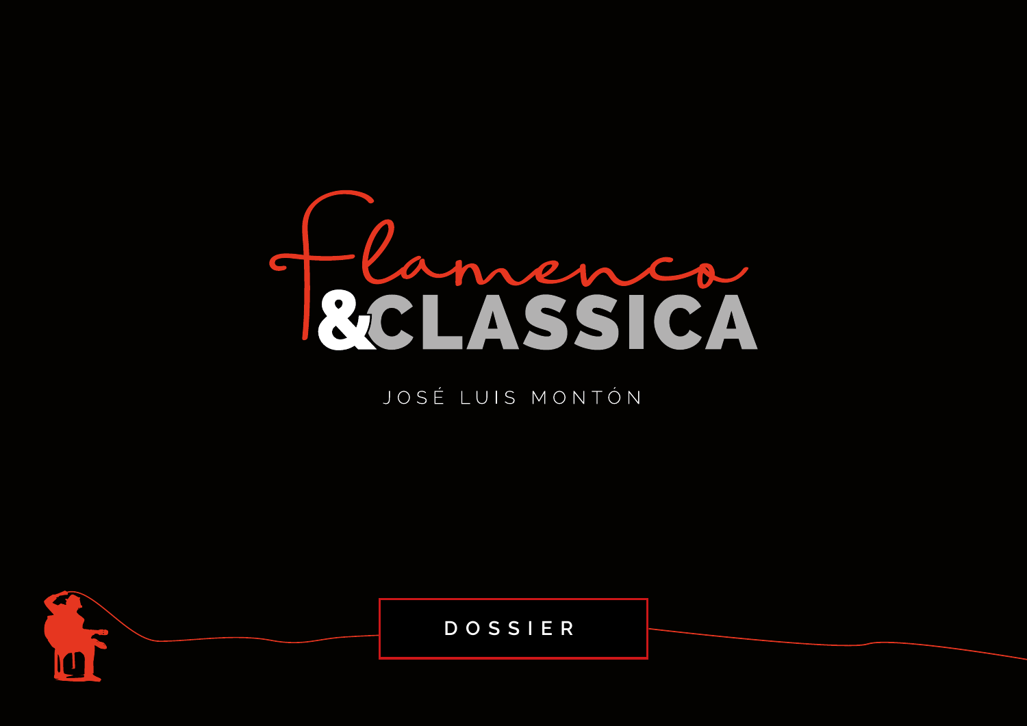# Flamenco & CLASSICA

JOSÉ LUIS MONTÓN

DOSSIER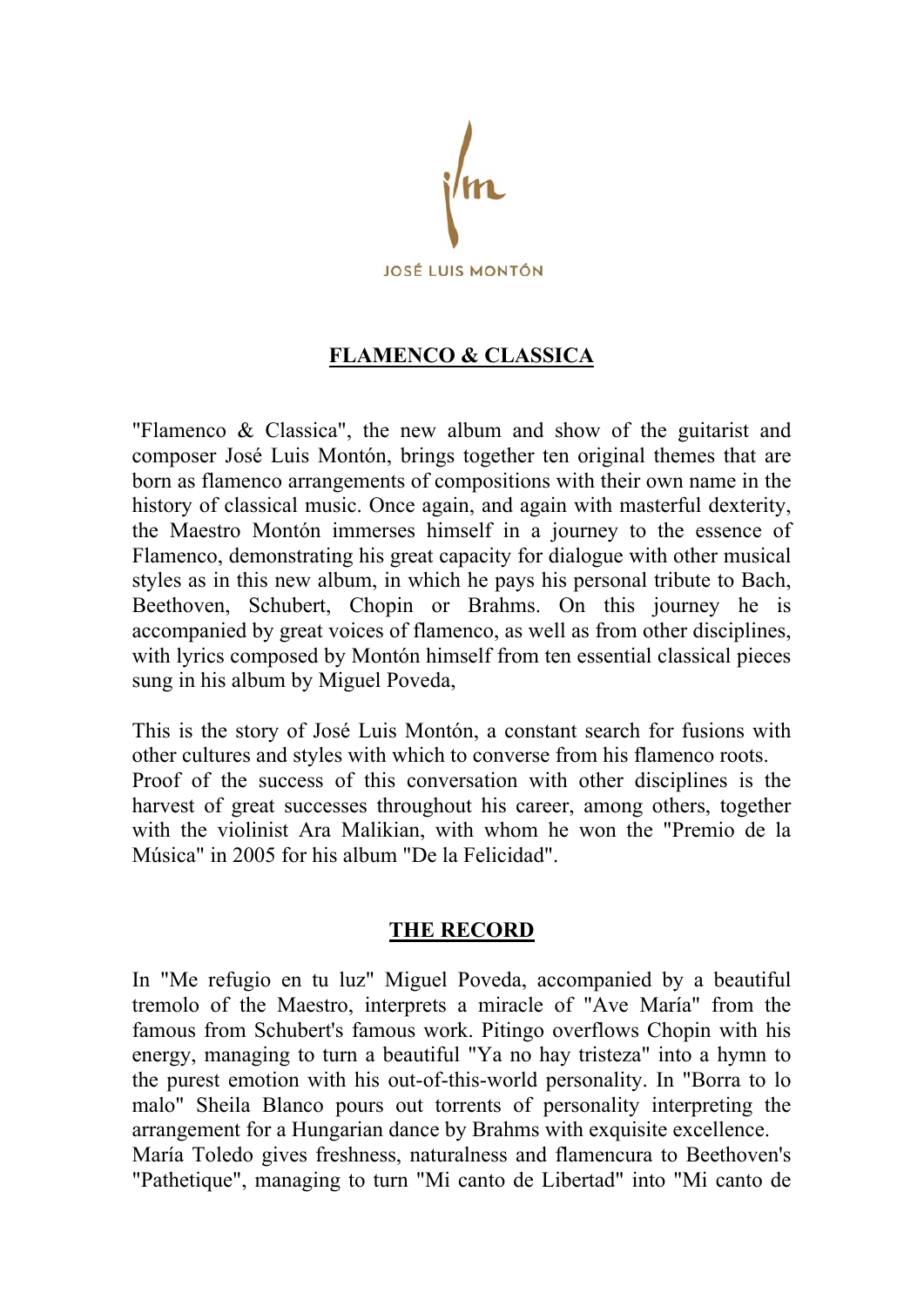JOSÉ LUIS MONTÓN

## FLAMENCO & CLASSICA

"Flamenco & Classica", the new album and show of the guitarist and composer José Luis Montón, brings together ten original themes that are born as flamenco arrangements of compositions with their own name in the history of classical music. Once again, and again with masterful dexterity, the Maestro Montón immerses himself in a journey to the essence of Flamenco, demonstrating his great capacity for dialogue with other musical styles as in this new album, in which he pays his personal tribute to Bach, Beethoven, Schubert, Chopin or Brahms. On this journey he is accompanied by great voices of flamenco, as well as from other disciplines, with lyrics composed by Montón himself from ten essential classical pieces sung in his album by Miguel Poveda,

This is the story of José Luis Montón, a constant search for fusions with other cultures and styles with which to converse from his flamenco roots.
Proof of the success of this conversation with other disciplines is the harvest of great successes throughout his career, among others, together with the violinist Ara Malikian, with whom he won the "Premio de la Música" in 2005 for his album "De la Felicidad".

## THE RECORD

In "Me refugio en tu luz" Miguel Poveda, accompanied by a beautiful tremolo of the Maestro, interprets a miracle of "Ave María" from the famous from Schubert's famous work. Pitingo overflows Chopin with his energy, managing to turn a beautiful "Ya no hay tristeza" into a hymn to the purest emotion with his out-of-this-world personality. In "Borra to lo malo" Sheila Blanco pours out torrents of personality interpreting the arrangement for a Hungarian dance by Brahms with exquisite excellence.
María Toledo gives freshness, naturalness and flamencura to Beethoven's "Pathetique", managing to turn "Mi canto de Libertad" into "Mi canto de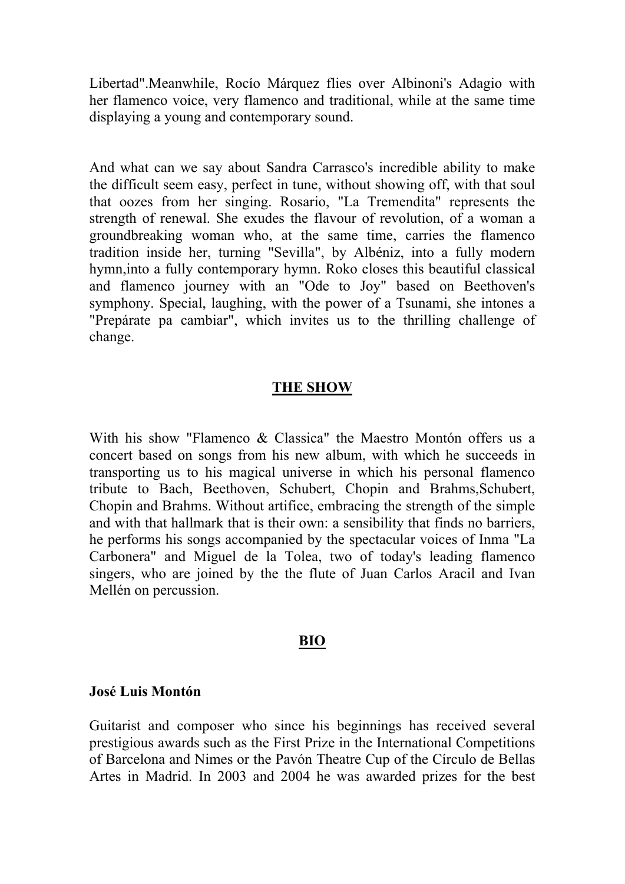Libertad".Meanwhile, Rocío Márquez flies over Albinoni's Adagio with her flamenco voice, very flamenco and traditional, while at the same time displaying a young and contemporary sound.

And what can we say about Sandra Carrasco's incredible ability to make the difficult seem easy, perfect in tune, without showing off, with that soul that oozes from her singing. Rosario, "La Tremendita" represents the strength of renewal. She exudes the flavour of revolution, of a woman a groundbreaking woman who, at the same time, carries the flamenco tradition inside her, turning "Sevilla", by Albéniz, into a fully modern hymn,into a fully contemporary hymn. Roko closes this beautiful classical and flamenco journey with an "Ode to Joy" based on Beethoven's symphony. Special, laughing, with the power of a Tsunami, she intones a "Prepárate pa cambiar", which invites us to the thrilling challenge of change.

## THE SHOW

With his show "Flamenco & Classica" the Maestro Montón offers us a concert based on songs from his new album, with which he succeeds in transporting us to his magical universe in which his personal flamenco tribute to Bach, Beethoven, Schubert, Chopin and Brahms,Schubert, Chopin and Brahms. Without artifice, embracing the strength of the simple and with that hallmark that is their own: a sensibility that finds no barriers, he performs his songs accompanied by the spectacular voices of Inma "La Carbonera" and Miguel de la Tolea, two of today's leading flamenco singers, who are joined by the the flute of Juan Carlos Aracil and Ivan Mellén on percussion.

## BIO

**José Luis Montón**

Guitarist and composer who since his beginnings has received several prestigious awards such as the First Prize in the International Competitions of Barcelona and Nimes or the Pavón Theatre Cup of the Círculo de Bellas Artes in Madrid. In 2003 and 2004 he was awarded prizes for the best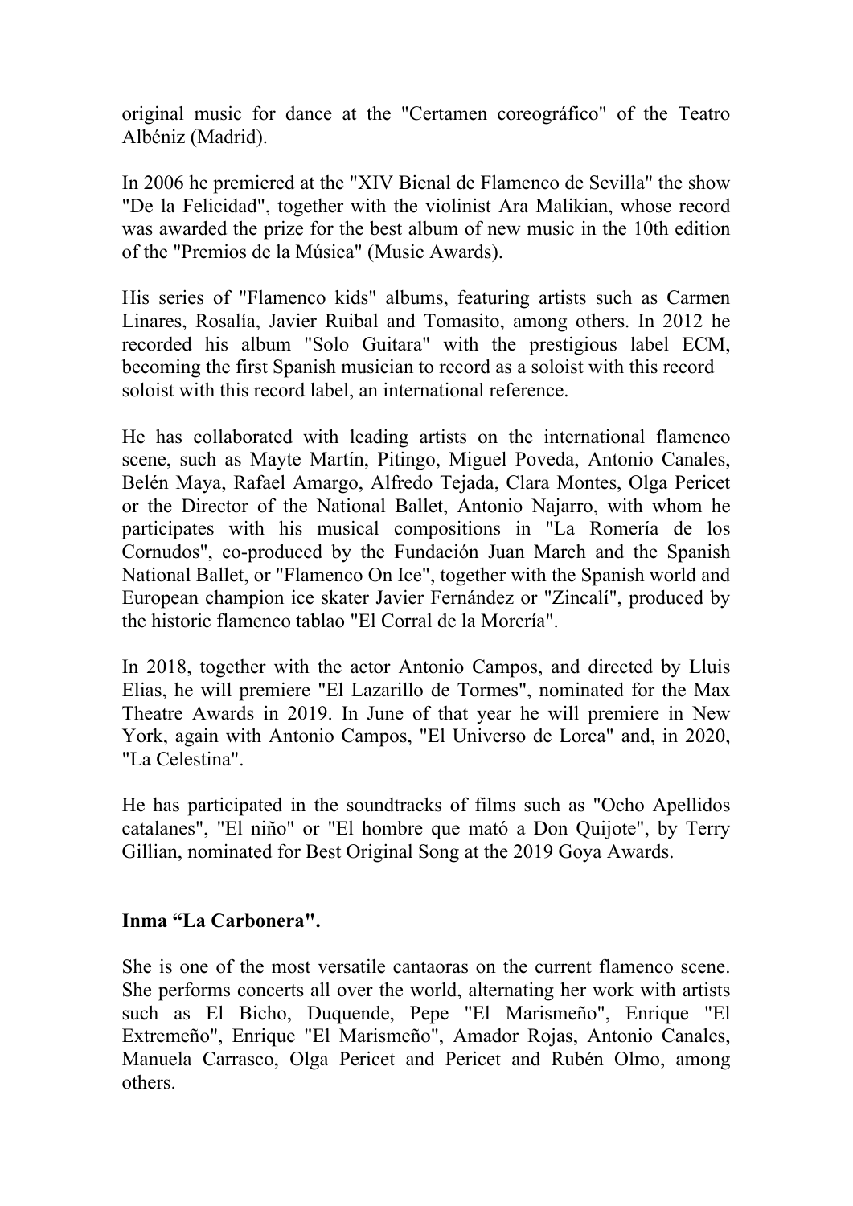original music for dance at the "Certamen coreográfico" of the Teatro Albéniz (Madrid).

In 2006 he premiered at the "XIV Bienal de Flamenco de Sevilla" the show "De la Felicidad", together with the violinist Ara Malikian, whose record was awarded the prize for the best album of new music in the 10th edition of the "Premios de la Música" (Music Awards).

His series of "Flamenco kids" albums, featuring artists such as Carmen Linares, Rosalía, Javier Ruibal and Tomasito, among others. In 2012 he recorded his album "Solo Guitara" with the prestigious label ECM, becoming the first Spanish musician to record as a soloist with this record soloist with this record label, an international reference.

He has collaborated with leading artists on the international flamenco scene, such as Mayte Martín, Pitingo, Miguel Poveda, Antonio Canales, Belén Maya, Rafael Amargo, Alfredo Tejada, Clara Montes, Olga Pericet or the Director of the National Ballet, Antonio Najarro, with whom he participates with his musical compositions in "La Romería de los Cornudos", co-produced by the Fundación Juan March and the Spanish National Ballet, or "Flamenco On Ice", together with the Spanish world and European champion ice skater Javier Fernández or "Zincalí", produced by the historic flamenco tablao "El Corral de la Morería".

In 2018, together with the actor Antonio Campos, and directed by Lluis Elias, he will premiere "El Lazarillo de Tormes", nominated for the Max Theatre Awards in 2019. In June of that year he will premiere in New York, again with Antonio Campos, "El Universo de Lorca" and, in 2020, "La Celestina".

He has participated in the soundtracks of films such as "Ocho Apellidos catalanes", "El niño" or "El hombre que mató a Don Quijote", by Terry Gillian, nominated for Best Original Song at the 2019 Goya Awards.

**Inma “La Carbonera".**

She is one of the most versatile cantaoras on the current flamenco scene. She performs concerts all over the world, alternating her work with artists such as El Bicho, Duquende, Pepe "El Marismeño", Enrique "El Extremeño", Enrique "El Marismeño", Amador Rojas, Antonio Canales, Manuela Carrasco, Olga Pericet and Pericet and Rubén Olmo, among others.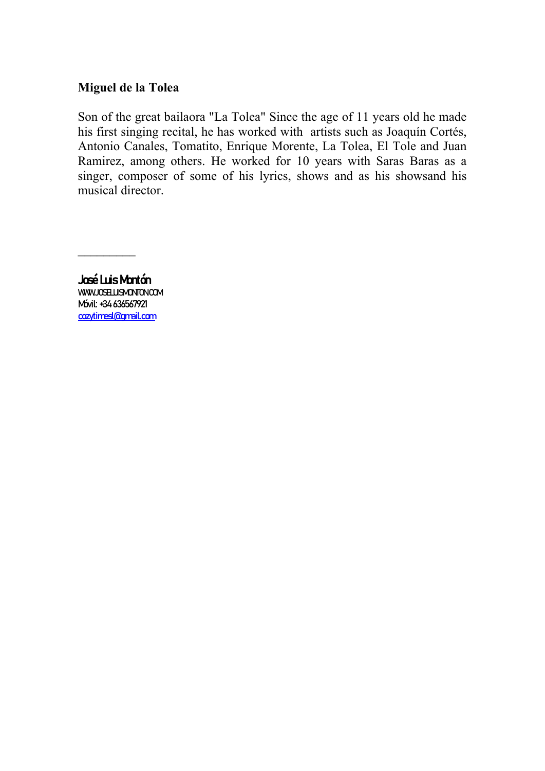**Miguel de la Tolea**

Son of the great bailaora "La Tolea" Since the age of 11 years old he made his first singing recital, he has worked with artists such as Joaquín Cortés, Antonio Canales, Tomatito, Enrique Morente, La Tolea, El Tole and Juan Ramirez, among others. He worked for 10 years with Saras Baras as a singer, composer of some of his lyrics, shows and as his showsand his musical director.

\_\_\_\_\_\_\_\_\_\_

**José Luis Montón**
WWW.JOSELUISMONTON.COM
Móvil: +34 636567921
cozytimesl@gmail.com